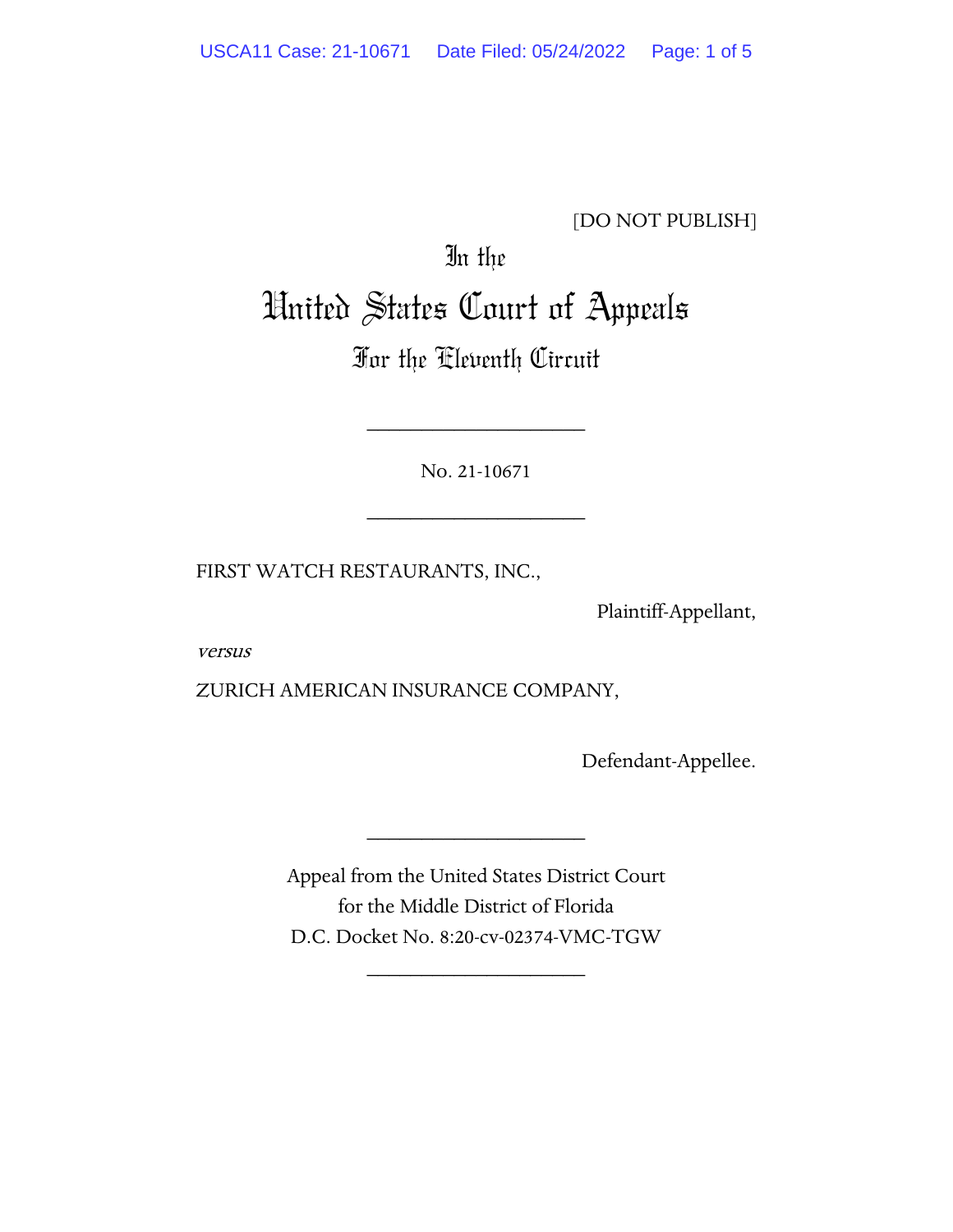[DO NOT PUBLISH]

# In the United States Court of Appeals
## For the Eleventh Circuit

____________________

No. 21-10671

____________________

FIRST WATCH RESTAURANTS, INC.,

Plaintiff-Appellant,

*versus*

ZURICH AMERICAN INSURANCE COMPANY,

Defendant-Appellee.

____________________

Appeal from the United States District Court
for the Middle District of Florida
D.C. Docket No. 8:20-cv-02374-VMC-TGW

____________________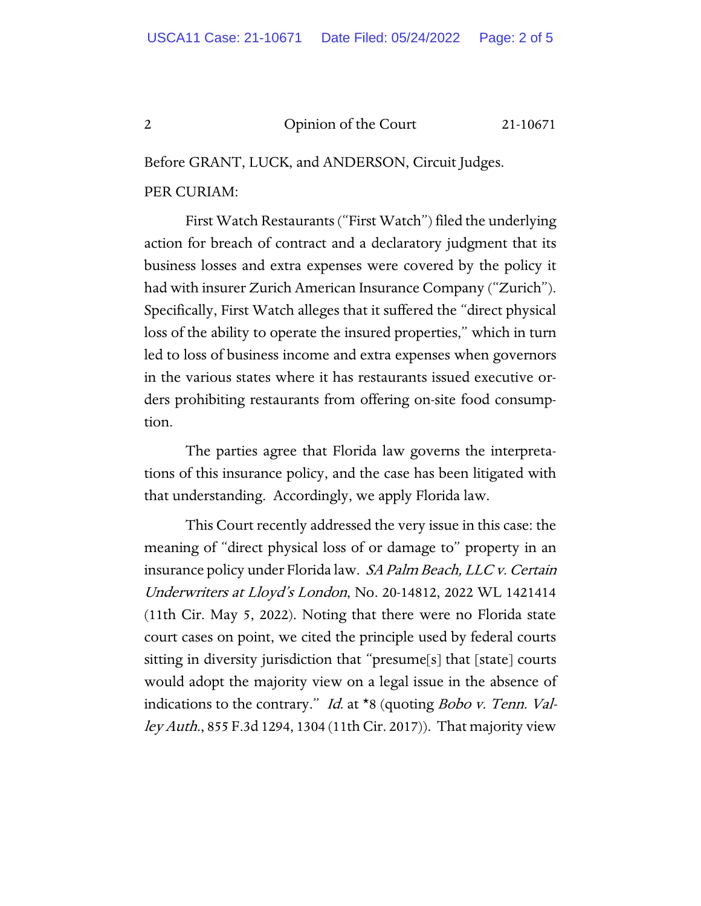Before GRANT, LUCK, and ANDERSON, Circuit Judges.

PER CURIAM:

First Watch Restaurants ("First Watch") filed the underlying action for breach of contract and a declaratory judgment that its business losses and extra expenses were covered by the policy it had with insurer Zurich American Insurance Company ("Zurich"). Specifically, First Watch alleges that it suffered the "direct physical loss of the ability to operate the insured properties," which in turn led to loss of business income and extra expenses when governors in the various states where it has restaurants issued executive orders prohibiting restaurants from offering on-site food consumption.

The parties agree that Florida law governs the interpretations of this insurance policy, and the case has been litigated with that understanding. Accordingly, we apply Florida law.

This Court recently addressed the very issue in this case: the meaning of "direct physical loss of or damage to" property in an insurance policy under Florida law. *SA Palm Beach, LLC v. Certain Underwriters at Lloyd's London*, No. 20-14812, 2022 WL 1421414 (11th Cir. May 5, 2022). Noting that there were no Florida state court cases on point, we cited the principle used by federal courts sitting in diversity jurisdiction that "presume[s] that [state] courts would adopt the majority view on a legal issue in the absence of indications to the contrary." *Id.* at *8 (quoting *Bobo v. Tenn. Valley Auth.*, 855 F.3d 1294, 1304 (11th Cir. 2017)). That majority view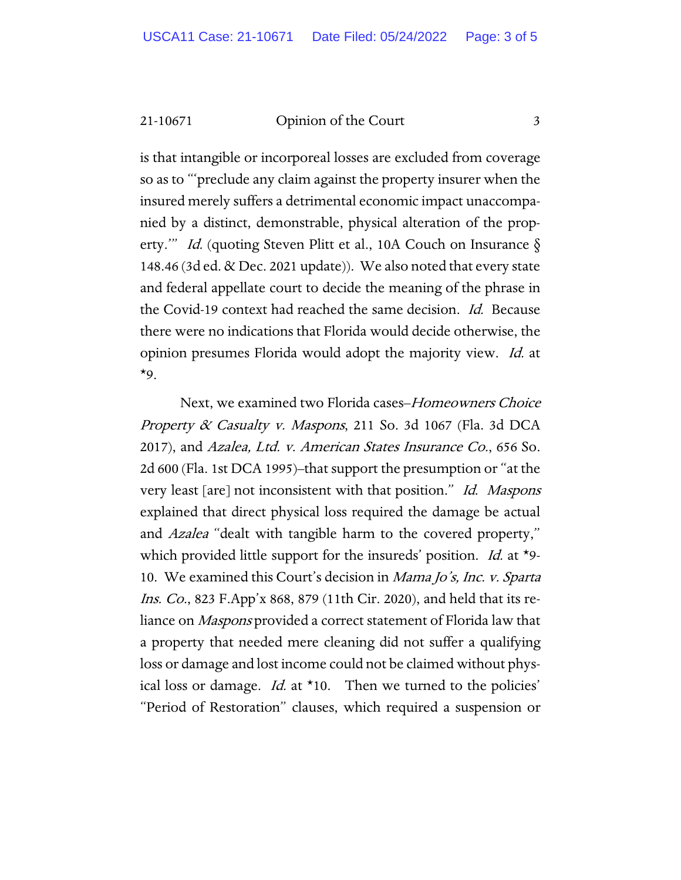is that intangible or incorporeal losses are excluded from coverage so as to "'preclude any claim against the property insurer when the insured merely suffers a detrimental economic impact unaccompanied by a distinct, demonstrable, physical alteration of the property.'" *Id.* (quoting Steven Plitt et al., 10A Couch on Insurance § 148.46 (3d ed. & Dec. 2021 update)). We also noted that every state and federal appellate court to decide the meaning of the phrase in the Covid-19 context had reached the same decision. *Id.* Because there were no indications that Florida would decide otherwise, the opinion presumes Florida would adopt the majority view. *Id.* at *9.

Next, we examined two Florida cases–*Homeowners Choice Property & Casualty v. Maspons*, 211 So. 3d 1067 (Fla. 3d DCA 2017), and *Azalea, Ltd. v. American States Insurance Co.*, 656 So. 2d 600 (Fla. 1st DCA 1995)–that support the presumption or "at the very least [are] not inconsistent with that position." *Id. Maspons* explained that direct physical loss required the damage be actual and *Azalea* "dealt with tangible harm to the covered property," which provided little support for the insureds' position. *Id.* at *9-10. We examined this Court's decision in *Mama Jo's, Inc. v. Sparta Ins. Co.*, 823 F.App'x 868, 879 (11th Cir. 2020), and held that its reliance on *Maspons* provided a correct statement of Florida law that a property that needed mere cleaning did not suffer a qualifying loss or damage and lost income could not be claimed without physical loss or damage. *Id.* at *10. Then we turned to the policies' "Period of Restoration" clauses, which required a suspension or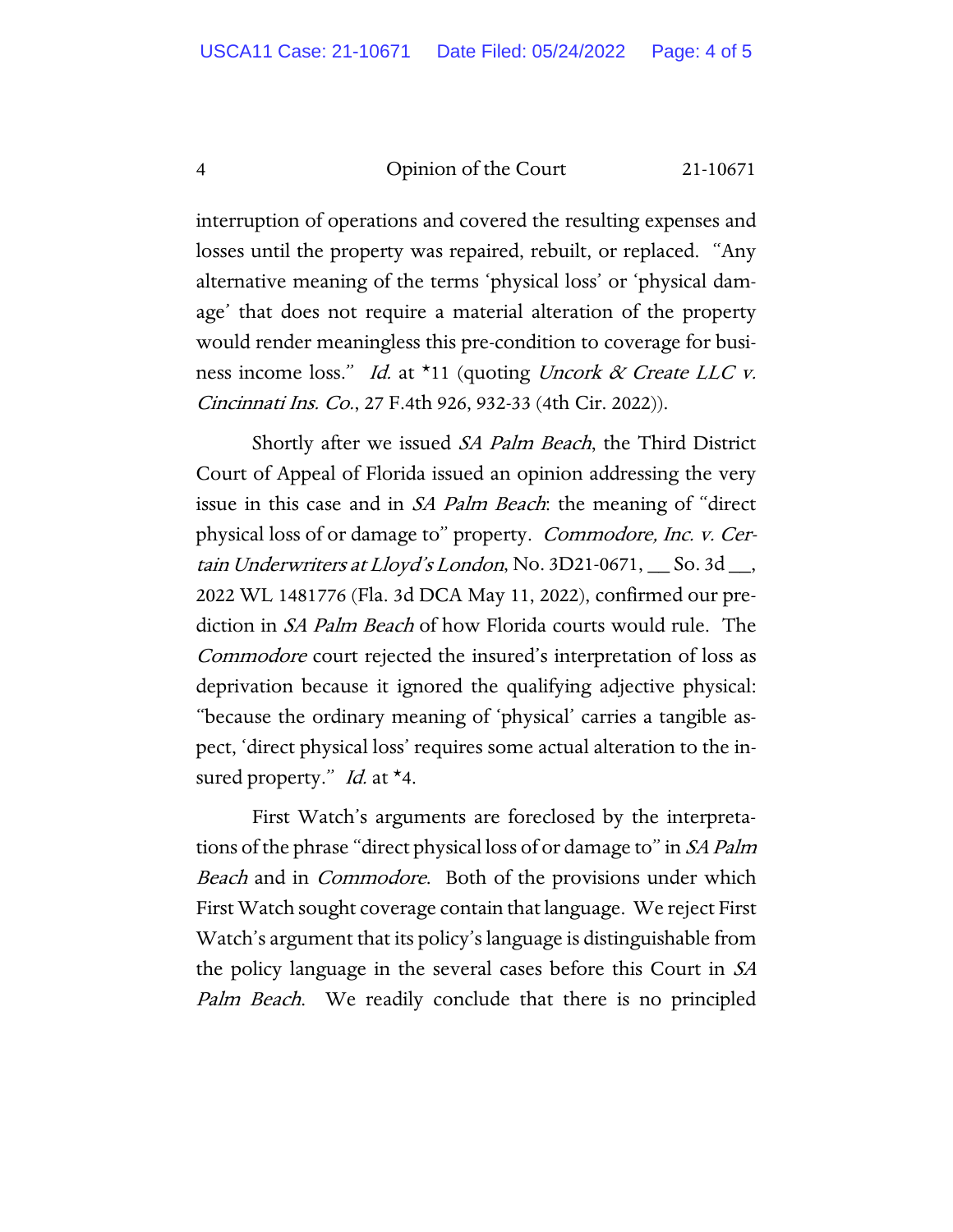interruption of operations and covered the resulting expenses and losses until the property was repaired, rebuilt, or replaced. "Any alternative meaning of the terms 'physical loss' or 'physical damage' that does not require a material alteration of the property would render meaningless this pre-condition to coverage for business income loss." *Id.* at *11 (quoting *Uncork & Create LLC v. Cincinnati Ins. Co.*, 27 F.4th 926, 932-33 (4th Cir. 2022)).

Shortly after we issued *SA Palm Beach*, the Third District Court of Appeal of Florida issued an opinion addressing the very issue in this case and in *SA Palm Beach*: the meaning of "direct physical loss of or damage to" property. *Commodore, Inc. v. Certain Underwriters at Lloyd's London*, No. 3D21-0671, __ So. 3d __, 2022 WL 1481776 (Fla. 3d DCA May 11, 2022), confirmed our prediction in *SA Palm Beach* of how Florida courts would rule. The *Commodore* court rejected the insured's interpretation of loss as deprivation because it ignored the qualifying adjective physical: "because the ordinary meaning of 'physical' carries a tangible aspect, 'direct physical loss' requires some actual alteration to the insured property." *Id.* at *4.

First Watch's arguments are foreclosed by the interpretations of the phrase "direct physical loss of or damage to" in *SA Palm Beach* and in *Commodore*. Both of the provisions under which First Watch sought coverage contain that language. We reject First Watch's argument that its policy's language is distinguishable from the policy language in the several cases before this Court in *SA Palm Beach*. We readily conclude that there is no principled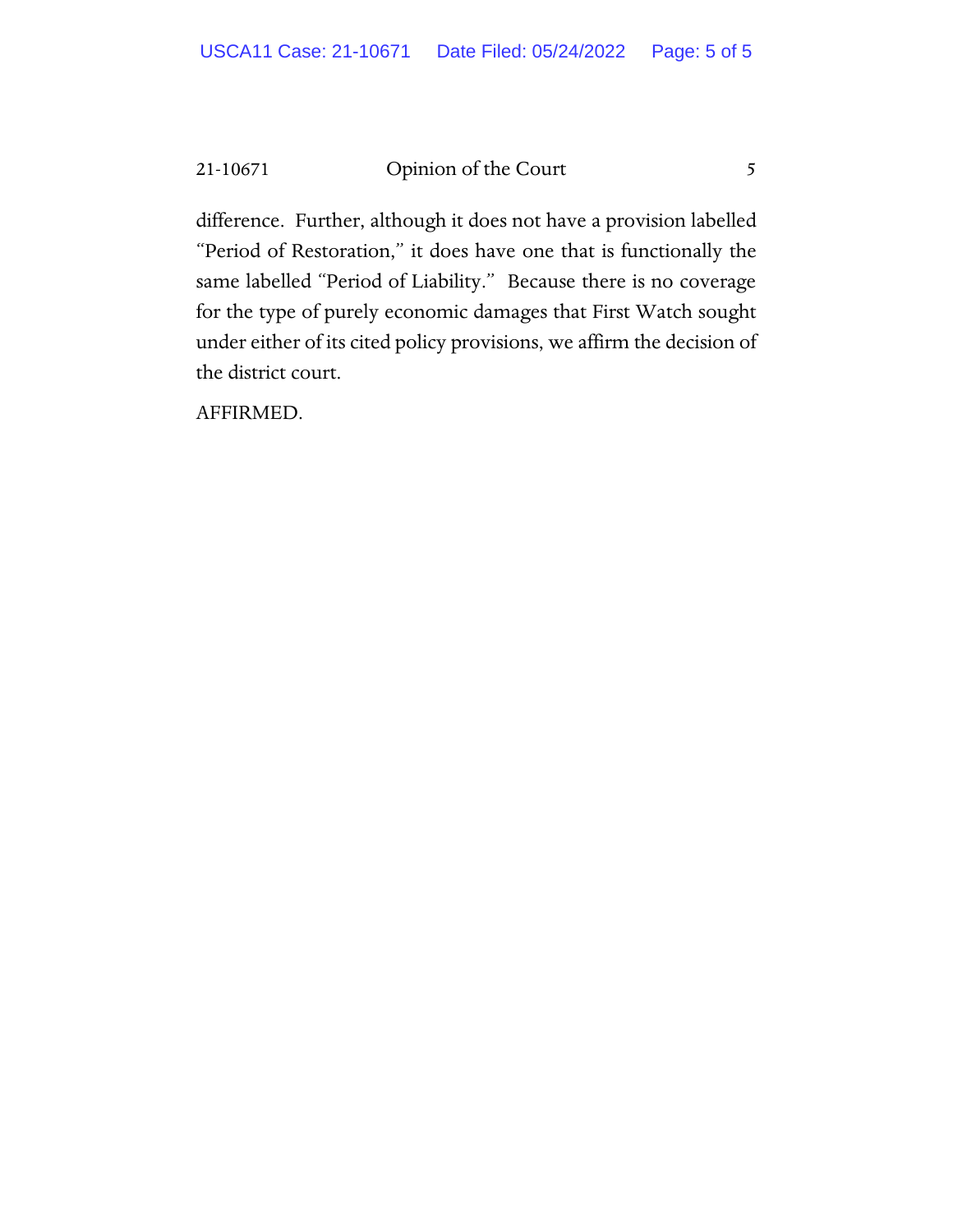difference. Further, although it does not have a provision labelled "Period of Restoration," it does have one that is functionally the same labelled "Period of Liability." Because there is no coverage for the type of purely economic damages that First Watch sought under either of its cited policy provisions, we affirm the decision of the district court.

AFFIRMED.